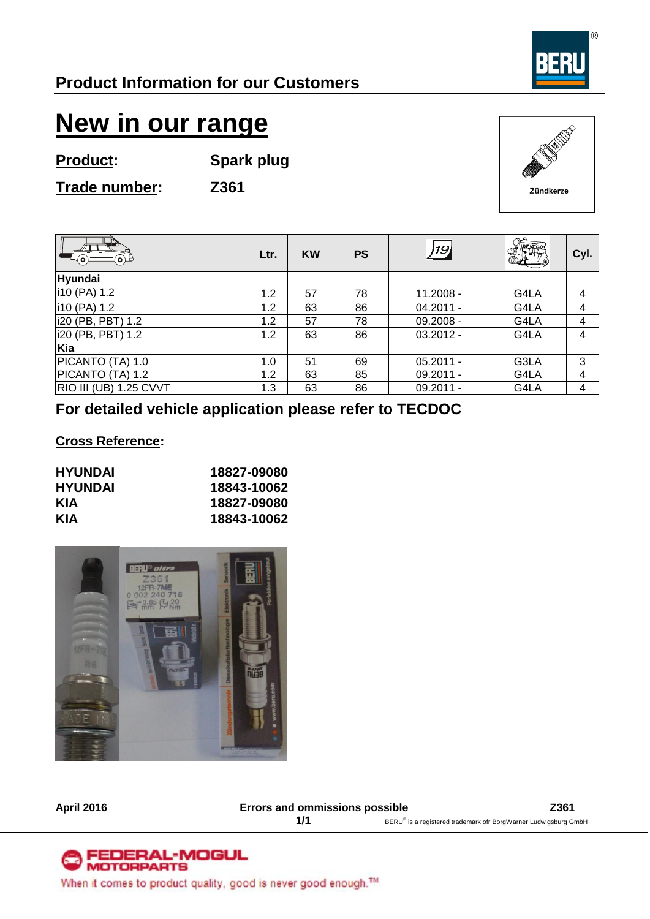## Product Information for our Customers

# New in our range

**Product:** **Spark plug**

**Trade number:** **Z361**

Zündkerze

| | Ltr. | KW | PS | | | Cyl. |
|---|---|---|---|---|---|---|
| **Hyundai** | | | | | | |
| i10 (PA) 1.2 | 1.2 | 57 | 78 | 11.2008 - | G4LA | 4 |
| i10 (PA) 1.2 | 1.2 | 63 | 86 | 04.2011 - | G4LA | 4 |
| i20 (PB, PBT) 1.2 | 1.2 | 57 | 78 | 09.2008 - | G4LA | 4 |
| i20 (PB, PBT) 1.2 | 1.2 | 63 | 86 | 03.2012 - | G4LA | 4 |
| **Kia** | | | | | | |
| PICANTO (TA) 1.0 | 1.0 | 51 | 69 | 05.2011 - | G3LA | 3 |
| PICANTO (TA) 1.2 | 1.2 | 63 | 85 | 09.2011 - | G4LA | 4 |
| RIO III (UB) 1.25 CVVT | 1.3 | 63 | 86 | 09.2011 - | G4LA | 4 |

**For detailed vehicle application please refer to TECDOC**

**Cross Reference:**

| | |
|---|---|
| **HYUNDAI** | **18827-09080** |
| **HYUNDAI** | **18843-10062** |
| **KIA** | **18827-09080** |
| **KIA** | **18843-10062** |

**April 2016** **Errors and ommissions possible** **Z361**

BERU® is a registered trademark ofr BorgWarner Ludwigsburg GmbH

FEDERAL-MOGUL MOTORPARTS

When it comes to product quality, good is never good enough.™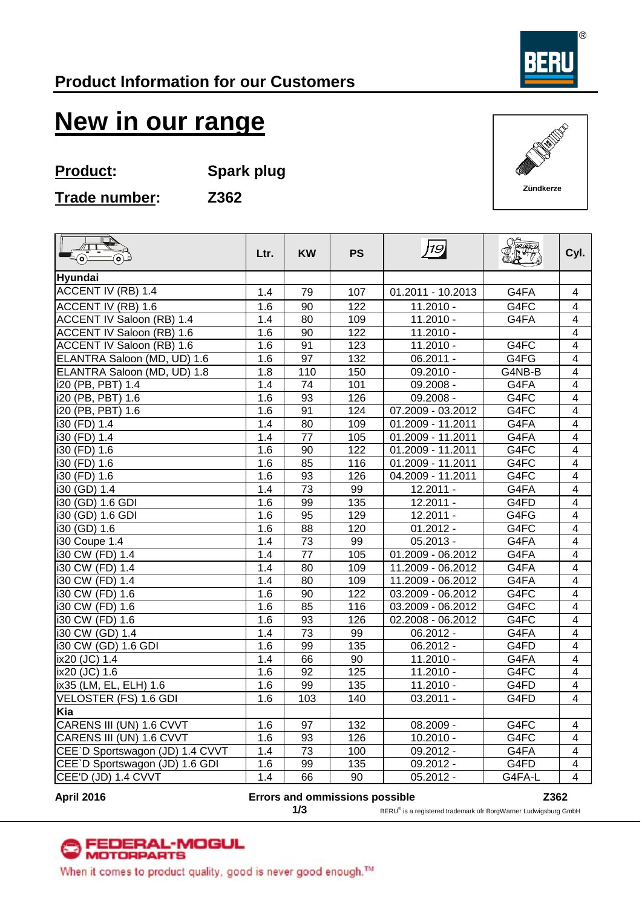## Product Information for our Customers

# New in our range

**Product:** Spark plug

**Trade number:** Z362

Zündkerze

| | Ltr. | KW | PS | 19 | | Cyl. |
|---|---|---|---|---|---|---|
| **Hyundai** | | | | | | |
| ACCENT IV (RB) 1.4 | 1.4 | 79 | 107 | 01.2011 - 10.2013 | G4FA | 4 |
| ACCENT IV (RB) 1.6 | 1.6 | 90 | 122 | 11.2010 - | G4FC | 4 |
| ACCENT IV Saloon (RB) 1.4 | 1.4 | 80 | 109 | 11.2010 - | G4FA | 4 |
| ACCENT IV Saloon (RB) 1.6 | 1.6 | 90 | 122 | 11.2010 - | | 4 |
| ACCENT IV Saloon (RB) 1.6 | 1.6 | 91 | 123 | 11.2010 - | G4FC | 4 |
| ELANTRA Saloon (MD, UD) 1.6 | 1.6 | 97 | 132 | 06.2011 - | G4FG | 4 |
| ELANTRA Saloon (MD, UD) 1.8 | 1.8 | 110 | 150 | 09.2010 - | G4NB-B | 4 |
| i20 (PB, PBT) 1.4 | 1.4 | 74 | 101 | 09.2008 - | G4FA | 4 |
| i20 (PB, PBT) 1.6 | 1.6 | 93 | 126 | 09.2008 - | G4FC | 4 |
| i20 (PB, PBT) 1.6 | 1.6 | 91 | 124 | 07.2009 - 03.2012 | G4FC | 4 |
| i30 (FD) 1.4 | 1.4 | 80 | 109 | 01.2009 - 11.2011 | G4FA | 4 |
| i30 (FD) 1.4 | 1.4 | 77 | 105 | 01.2009 - 11.2011 | G4FA | 4 |
| i30 (FD) 1.6 | 1.6 | 90 | 122 | 01.2009 - 11.2011 | G4FC | 4 |
| i30 (FD) 1.6 | 1.6 | 85 | 116 | 01.2009 - 11.2011 | G4FC | 4 |
| i30 (FD) 1.6 | 1.6 | 93 | 126 | 04.2009 - 11.2011 | G4FC | 4 |
| i30 (GD) 1.4 | 1.4 | 73 | 99 | 12.2011 - | G4FA | 4 |
| i30 (GD) 1.6 GDI | 1.6 | 99 | 135 | 12.2011 - | G4FD | 4 |
| i30 (GD) 1.6 GDI | 1.6 | 95 | 129 | 12.2011 - | G4FG | 4 |
| i30 (GD) 1.6 | 1.6 | 88 | 120 | 01.2012 - | G4FC | 4 |
| i30 Coupe 1.4 | 1.4 | 73 | 99 | 05.2013 - | G4FA | 4 |
| i30 CW (FD) 1.4 | 1.4 | 77 | 105 | 01.2009 - 06.2012 | G4FA | 4 |
| i30 CW (FD) 1.4 | 1.4 | 80 | 109 | 11.2009 - 06.2012 | G4FA | 4 |
| i30 CW (FD) 1.4 | 1.4 | 80 | 109 | 11.2009 - 06.2012 | G4FA | 4 |
| i30 CW (FD) 1.6 | 1.6 | 90 | 122 | 03.2009 - 06.2012 | G4FC | 4 |
| i30 CW (FD) 1.6 | 1.6 | 85 | 116 | 03.2009 - 06.2012 | G4FC | 4 |
| i30 CW (FD) 1.6 | 1.6 | 93 | 126 | 02.2008 - 06.2012 | G4FC | 4 |
| i30 CW (GD) 1.4 | 1.4 | 73 | 99 | 06.2012 - | G4FA | 4 |
| i30 CW (GD) 1.6 GDI | 1.6 | 99 | 135 | 06.2012 - | G4FD | 4 |
| ix20 (JC) 1.4 | 1.4 | 66 | 90 | 11.2010 - | G4FA | 4 |
| ix20 (JC) 1.6 | 1.6 | 92 | 125 | 11.2010 - | G4FC | 4 |
| ix35 (LM, EL, ELH) 1.6 | 1.6 | 99 | 135 | 11.2010 - | G4FD | 4 |
| VELOSTER (FS) 1.6 GDI | 1.6 | 103 | 140 | 03.2011 - | G4FD | 4 |
| **Kia** | | | | | | |
| CARENS III (UN) 1.6 CVVT | 1.6 | 97 | 132 | 08.2009 - | G4FC | 4 |
| CARENS III (UN) 1.6 CVVT | 1.6 | 93 | 126 | 10.2010 - | G4FC | 4 |
| CEE`D Sportswagon (JD) 1.4 CVVT | 1.4 | 73 | 100 | 09.2012 - | G4FA | 4 |
| CEE`D Sportswagon (JD) 1.6 GDI | 1.6 | 99 | 135 | 09.2012 - | G4FD | 4 |
| CEE'D (JD) 1.4 CVVT | 1.4 | 66 | 90 | 05.2012 - | G4FA-L | 4 |

**April 2016** **Errors and ommissions possible** **Z362**

BERU® is a registered trademark ofr BorgWarner Ludwigsburg GmbH

FEDERAL-MOGUL MOTORPARTS

When it comes to product quality, good is never good enough.™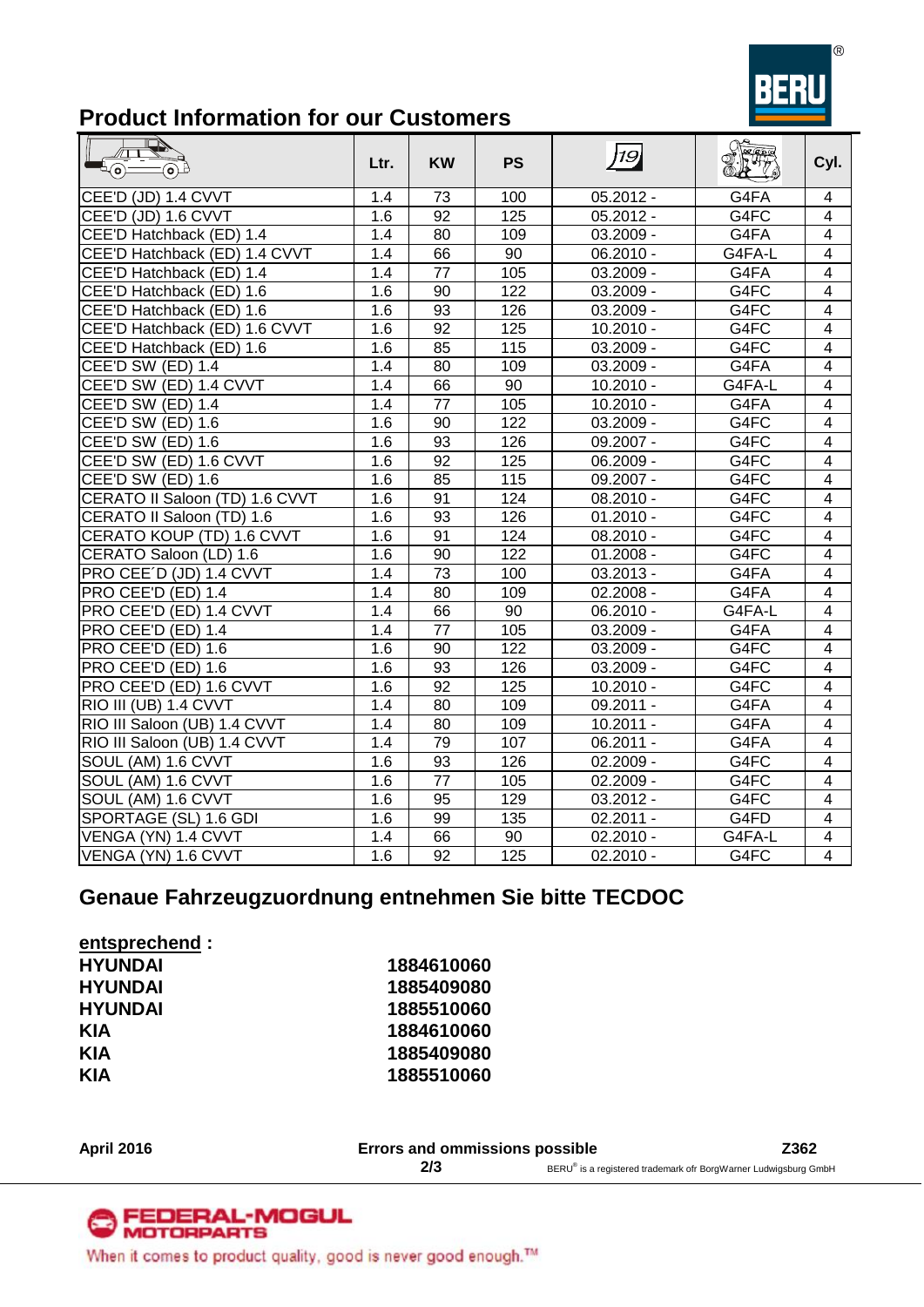## Product Information for our Customers

| | Ltr. | KW | PS | | | Cyl. |
|---|---|---|---|---|---|---|
| CEE'D (JD) 1.4 CVVT | 1.4 | 73 | 100 | 05.2012 - | G4FA | 4 |
| CEE'D (JD) 1.6 CVVT | 1.6 | 92 | 125 | 05.2012 - | G4FC | 4 |
| CEE'D Hatchback (ED) 1.4 | 1.4 | 80 | 109 | 03.2009 - | G4FA | 4 |
| CEE'D Hatchback (ED) 1.4 CVVT | 1.4 | 66 | 90 | 06.2010 - | G4FA-L | 4 |
| CEE'D Hatchback (ED) 1.4 | 1.4 | 77 | 105 | 03.2009 - | G4FA | 4 |
| CEE'D Hatchback (ED) 1.6 | 1.6 | 90 | 122 | 03.2009 - | G4FC | 4 |
| CEE'D Hatchback (ED) 1.6 | 1.6 | 93 | 126 | 03.2009 - | G4FC | 4 |
| CEE'D Hatchback (ED) 1.6 CVVT | 1.6 | 92 | 125 | 10.2010 - | G4FC | 4 |
| CEE'D Hatchback (ED) 1.6 | 1.6 | 85 | 115 | 03.2009 - | G4FC | 4 |
| CEE'D SW (ED) 1.4 | 1.4 | 80 | 109 | 03.2009 - | G4FA | 4 |
| CEE'D SW (ED) 1.4 CVVT | 1.4 | 66 | 90 | 10.2010 - | G4FA-L | 4 |
| CEE'D SW (ED) 1.4 | 1.4 | 77 | 105 | 10.2010 - | G4FA | 4 |
| CEE'D SW (ED) 1.6 | 1.6 | 90 | 122 | 03.2009 - | G4FC | 4 |
| CEE'D SW (ED) 1.6 | 1.6 | 93 | 126 | 09.2007 - | G4FC | 4 |
| CEE'D SW (ED) 1.6 CVVT | 1.6 | 92 | 125 | 06.2009 - | G4FC | 4 |
| CEE'D SW (ED) 1.6 | 1.6 | 85 | 115 | 09.2007 - | G4FC | 4 |
| CERATO II Saloon (TD) 1.6 CVVT | 1.6 | 91 | 124 | 08.2010 - | G4FC | 4 |
| CERATO II Saloon (TD) 1.6 | 1.6 | 93 | 126 | 01.2010 - | G4FC | 4 |
| CERATO KOUP (TD) 1.6 CVVT | 1.6 | 91 | 124 | 08.2010 - | G4FC | 4 |
| CERATO Saloon (LD) 1.6 | 1.6 | 90 | 122 | 01.2008 - | G4FC | 4 |
| PRO CEE´D (JD) 1.4 CVVT | 1.4 | 73 | 100 | 03.2013 - | G4FA | 4 |
| PRO CEE'D (ED) 1.4 | 1.4 | 80 | 109 | 02.2008 - | G4FA | 4 |
| PRO CEE'D (ED) 1.4 CVVT | 1.4 | 66 | 90 | 06.2010 - | G4FA-L | 4 |
| PRO CEE'D (ED) 1.4 | 1.4 | 77 | 105 | 03.2009 - | G4FA | 4 |
| PRO CEE'D (ED) 1.6 | 1.6 | 90 | 122 | 03.2009 - | G4FC | 4 |
| PRO CEE'D (ED) 1.6 | 1.6 | 93 | 126 | 03.2009 - | G4FC | 4 |
| PRO CEE'D (ED) 1.6 CVVT | 1.6 | 92 | 125 | 10.2010 - | G4FC | 4 |
| RIO III (UB) 1.4 CVVT | 1.4 | 80 | 109 | 09.2011 - | G4FA | 4 |
| RIO III Saloon (UB) 1.4 CVVT | 1.4 | 80 | 109 | 10.2011 - | G4FA | 4 |
| RIO III Saloon (UB) 1.4 CVVT | 1.4 | 79 | 107 | 06.2011 - | G4FA | 4 |
| SOUL (AM) 1.6 CVVT | 1.6 | 93 | 126 | 02.2009 - | G4FC | 4 |
| SOUL (AM) 1.6 CVVT | 1.6 | 77 | 105 | 02.2009 - | G4FC | 4 |
| SOUL (AM) 1.6 CVVT | 1.6 | 95 | 129 | 03.2012 - | G4FC | 4 |
| SPORTAGE (SL) 1.6 GDI | 1.6 | 99 | 135 | 02.2011 - | G4FD | 4 |
| VENGA (YN) 1.4 CVVT | 1.4 | 66 | 90 | 02.2010 - | G4FA-L | 4 |
| VENGA (YN) 1.6 CVVT | 1.6 | 92 | 125 | 02.2010 - | G4FC | 4 |

## Genaue Fahrzeugzuordnung entnehmen Sie bitte TECDOC

**entsprechend :**

| | |
|---|---|
| **HYUNDAI** | **1884610060** |
| **HYUNDAI** | **1885409080** |
| **HYUNDAI** | **1885510060** |
| **KIA** | **1884610060** |
| **KIA** | **1885409080** |
| **KIA** | **1885510060** |

**April 2016** **Errors and ommissions possible** **Z362**

BERU® is a registered trademark ofr BorgWarner Ludwigsburg GmbH

FEDERAL-MOGUL MOTORPARTS

When it comes to product quality, good is never good enough.™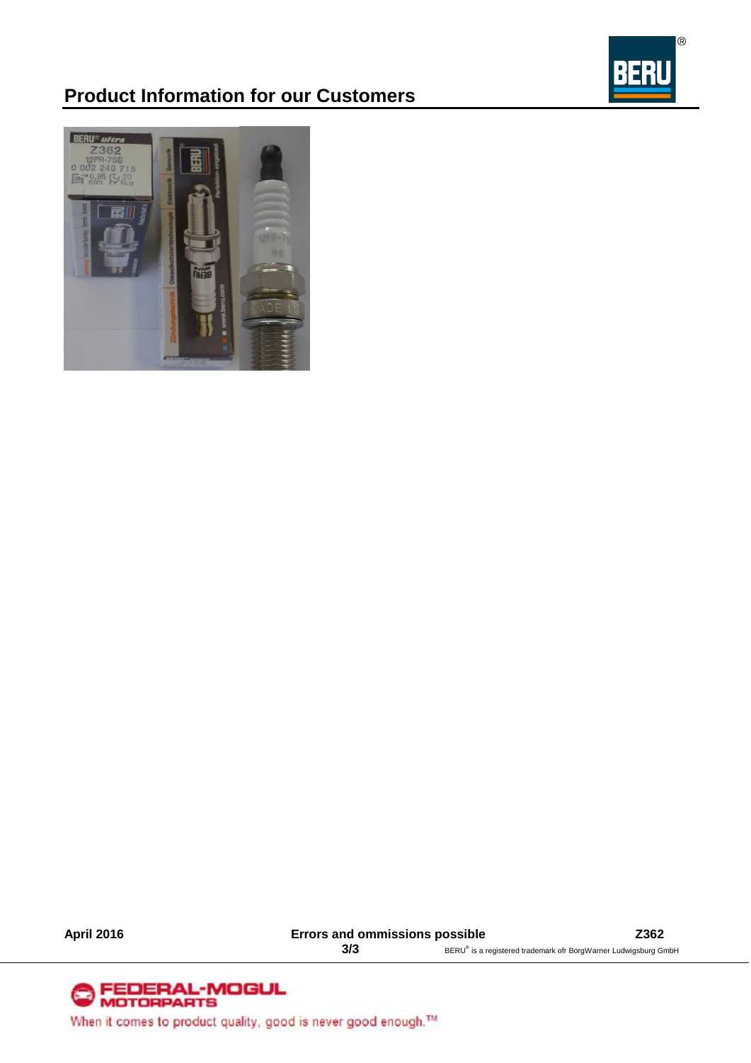# Product Information for our Customers